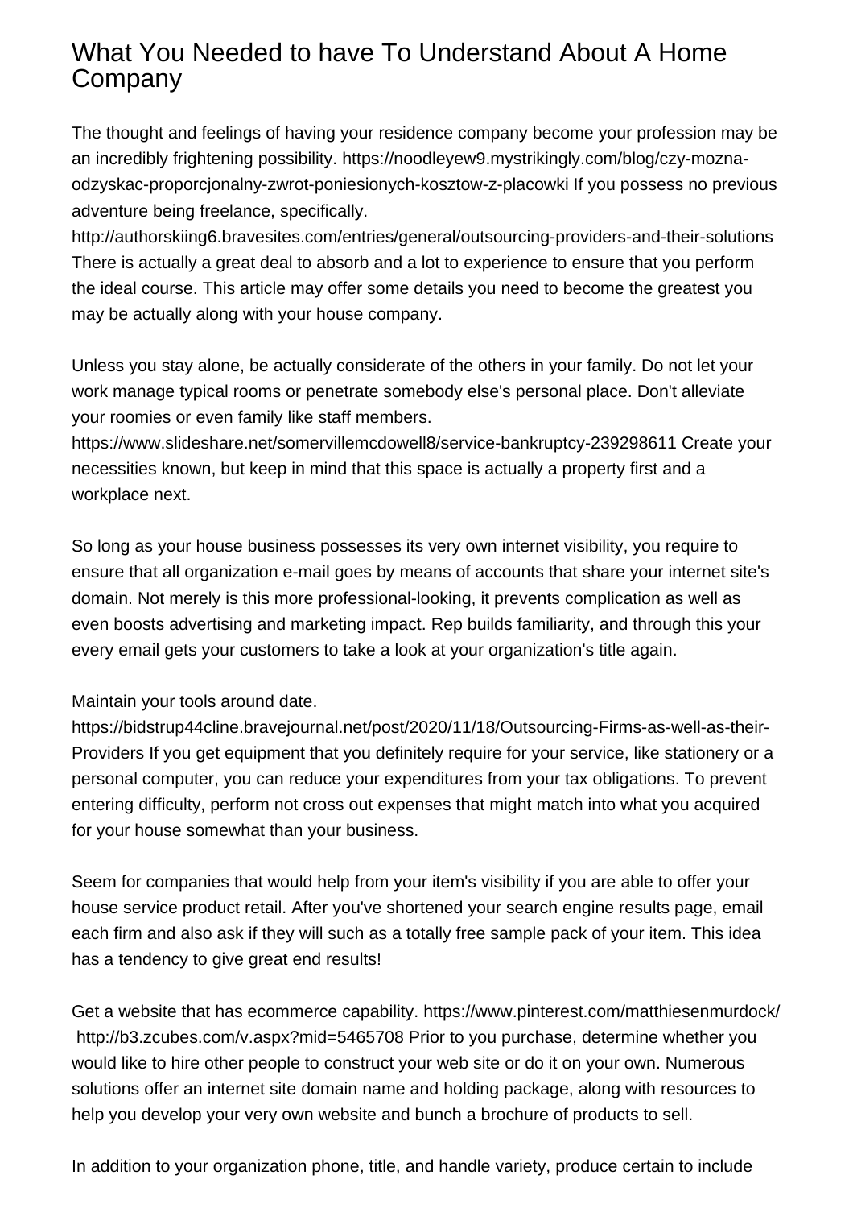# What You Needed to have To Understand About A Home Company

The thought and feelings of having your residence company become your profession may be an incredibly frightening possibility. https://noodleyew9.mystrikingly.com/blog/czy-mozna-odzyskac-proporcjonalny-zwrot-poniesionych-kosztow-z-placowki If you possess no previous adventure being freelance, specifically. http://authorskiing6.bravesites.com/entries/general/outsourcing-providers-and-their-solutions There is actually a great deal to absorb and a lot to experience to ensure that you perform the ideal course. This article may offer some details you need to become the greatest you may be actually along with your house company.

Unless you stay alone, be actually considerate of the others in your family. Do not let your work manage typical rooms or penetrate somebody else's personal place. Don't alleviate your roomies or even family like staff members. https://www.slideshare.net/somervillemcdowell8/service-bankruptcy-239298611 Create your necessities known, but keep in mind that this space is actually a property first and a workplace next.

So long as your house business possesses its very own internet visibility, you require to ensure that all organization e-mail goes by means of accounts that share your internet site's domain. Not merely is this more professional-looking, it prevents complication as well as even boosts advertising and marketing impact. Rep builds familiarity, and through this your every email gets your customers to take a look at your organization's title again.

Maintain your tools around date. https://bidstrup44cline.bravejournal.net/post/2020/11/18/Outsourcing-Firms-as-well-as-their-Providers If you get equipment that you definitely require for your service, like stationery or a personal computer, you can reduce your expenditures from your tax obligations. To prevent entering difficulty, perform not cross out expenses that might match into what you acquired for your house somewhat than your business.

Seem for companies that would help from your item's visibility if you are able to offer your house service product retail. After you've shortened your search engine results page, email each firm and also ask if they will such as a totally free sample pack of your item. This idea has a tendency to give great end results!

Get a website that has ecommerce capability. https://www.pinterest.com/matthiesenmurdock/ http://b3.zcubes.com/v.aspx?mid=5465708 Prior to you purchase, determine whether you would like to hire other people to construct your web site or do it on your own. Numerous solutions offer an internet site domain name and holding package, along with resources to help you develop your very own website and bunch a brochure of products to sell.

In addition to your organization phone, title, and handle variety, produce certain to include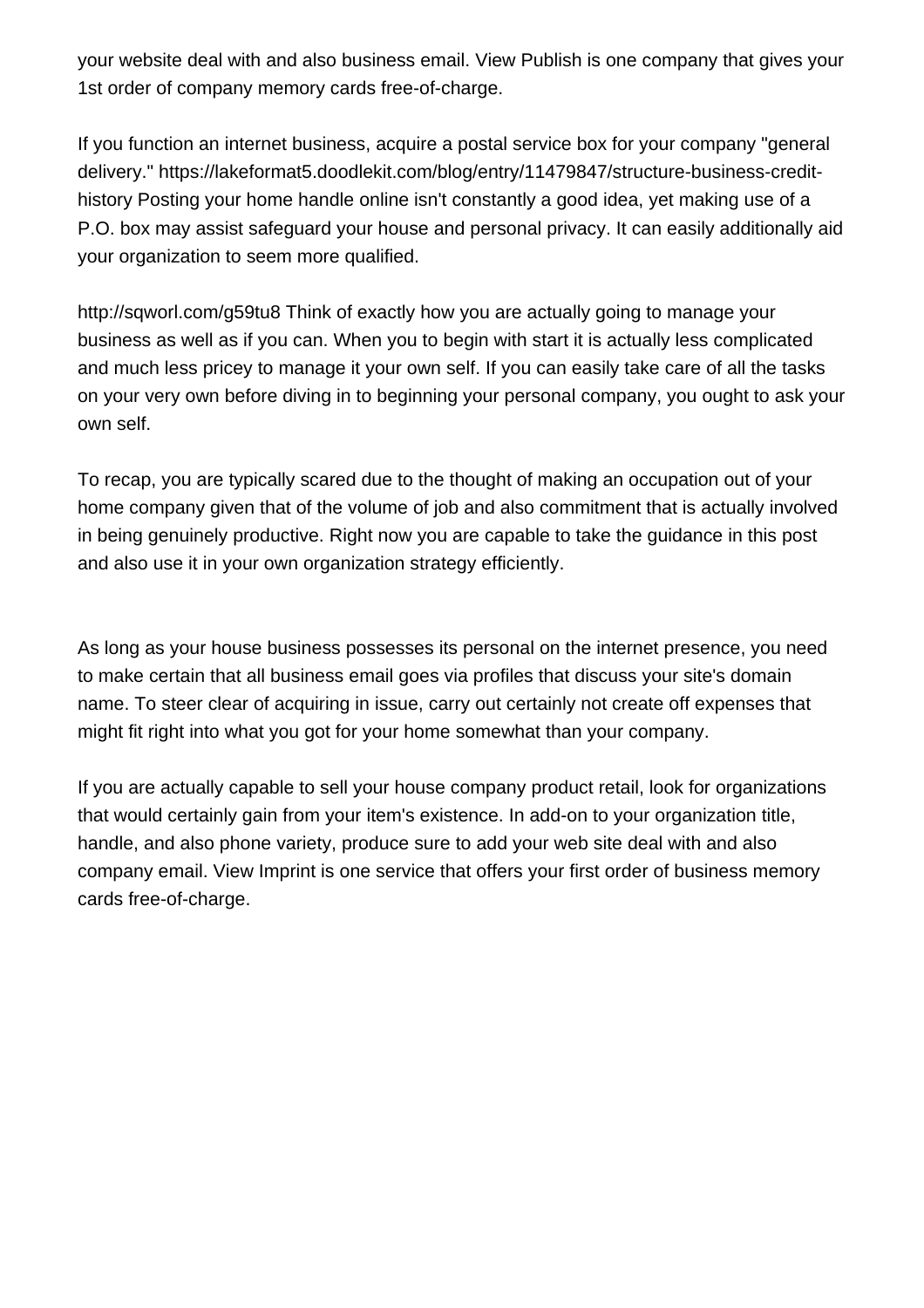your website deal with and also business email. View Publish is one company that gives your 1st order of company memory cards free-of-charge.

If you function an internet business, acquire a postal service box for your company "general delivery." https://lakeformat5.doodlekit.com/blog/entry/11479847/structure-business-credit-history Posting your home handle online isn't constantly a good idea, yet making use of a P.O. box may assist safeguard your house and personal privacy. It can easily additionally aid your organization to seem more qualified.

http://sqworl.com/g59tu8 Think of exactly how you are actually going to manage your business as well as if you can. When you to begin with start it is actually less complicated and much less pricey to manage it your own self. If you can easily take care of all the tasks on your very own before diving in to beginning your personal company, you ought to ask your own self.

To recap, you are typically scared due to the thought of making an occupation out of your home company given that of the volume of job and also commitment that is actually involved in being genuinely productive. Right now you are capable to take the guidance in this post and also use it in your own organization strategy efficiently.

As long as your house business possesses its personal on the internet presence, you need to make certain that all business email goes via profiles that discuss your site's domain name. To steer clear of acquiring in issue, carry out certainly not create off expenses that might fit right into what you got for your home somewhat than your company.

If you are actually capable to sell your house company product retail, look for organizations that would certainly gain from your item's existence. In add-on to your organization title, handle, and also phone variety, produce sure to add your web site deal with and also company email. View Imprint is one service that offers your first order of business memory cards free-of-charge.